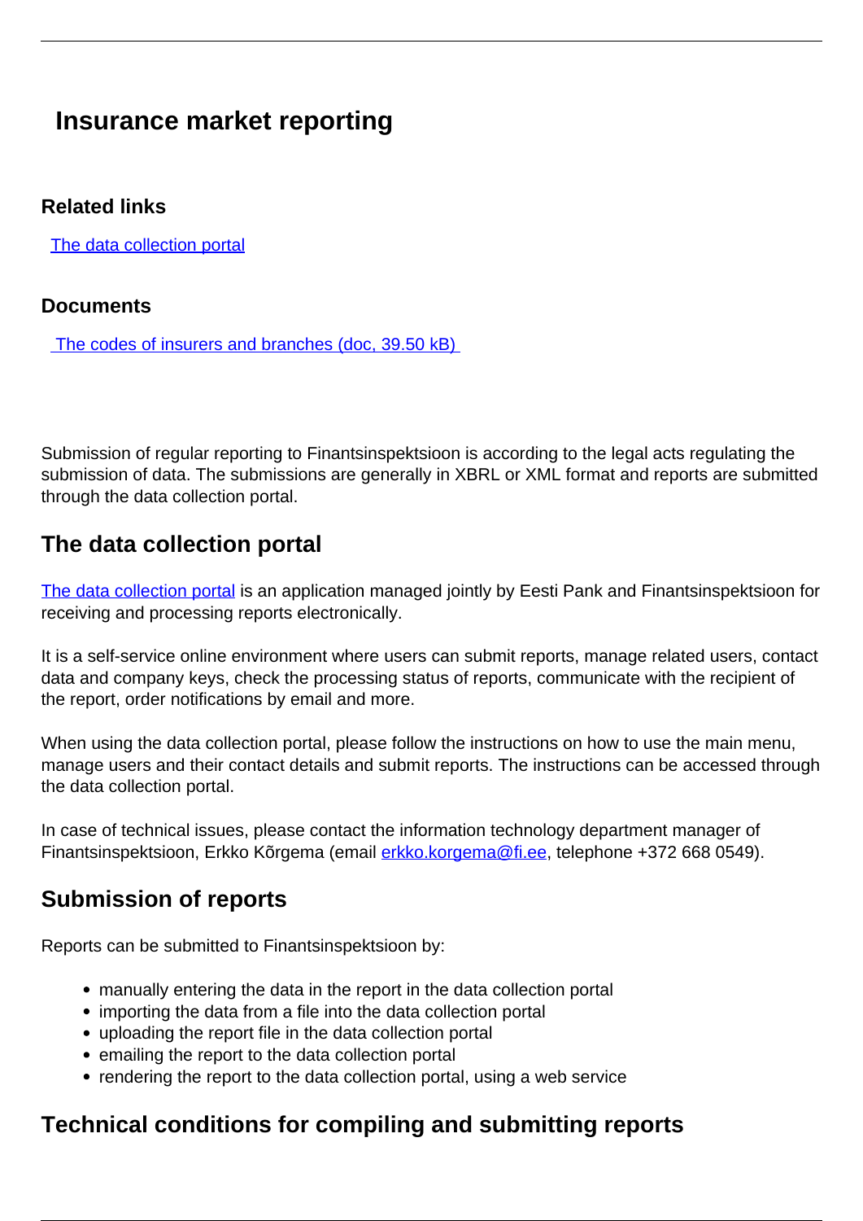# Insurance market reporting

### Related links

[The data collection portal]

### Documents

[The codes of insurers and branches (doc, 39.50 kB)]

Submission of regular reporting to Finantsinspektsioon is according to the legal acts regulating the submission of data. The submissions are generally in XBRL or XML format and reports are submitted through the data collection portal.

## The data collection portal

The data collection portal is an application managed jointly by Eesti Pank and Finantsinspektsioon for receiving and processing reports electronically.

It is a self-service online environment where users can submit reports, manage related users, contact data and company keys, check the processing status of reports, communicate with the recipient of the report, order notifications by email and more.

When using the data collection portal, please follow the instructions on how to use the main menu, manage users and their contact details and submit reports. The instructions can be accessed through the data collection portal.

In case of technical issues, please contact the information technology department manager of Finantsinspektsioon, Erkko Kõrgema (email erkko.korgema@fi.ee, telephone +372 668 0549).

## Submission of reports

Reports can be submitted to Finantsinspektsioon by:

- manually entering the data in the report in the data collection portal
- importing the data from a file into the data collection portal
- uploading the report file in the data collection portal
- emailing the report to the data collection portal
- rendering the report to the data collection portal, using a web service

## Technical conditions for compiling and submitting reports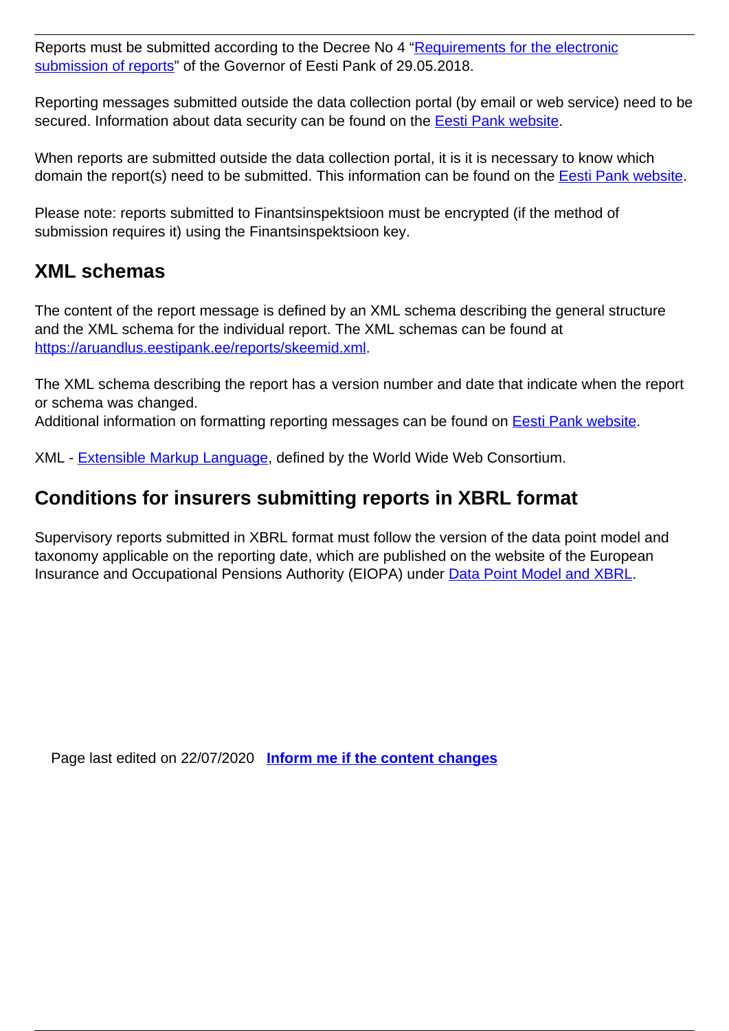Reports must be submitted according to the Decree No 4 "Requirements for the electronic submission of reports" of the Governor of Eesti Pank of 29.05.2018.

Reporting messages submitted outside the data collection portal (by email or web service) need to be secured. Information about data security can be found on the Eesti Pank website.

When reports are submitted outside the data collection portal, it is it is necessary to know which domain the report(s) need to be submitted. This information can be found on the Eesti Pank website.

Please note: reports submitted to Finantsinspektsioon must be encrypted (if the method of submission requires it) using the Finantsinspektsioon key.

## XML schemas

The content of the report message is defined by an XML schema describing the general structure and the XML schema for the individual report. The XML schemas can be found at https://aruandlus.eestipank.ee/reports/skeemid.xml.

The XML schema describing the report has a version number and date that indicate when the report or schema was changed.
Additional information on formatting reporting messages can be found on Eesti Pank website.

XML - Extensible Markup Language, defined by the World Wide Web Consortium.

## Conditions for insurers submitting reports in XBRL format

Supervisory reports submitted in XBRL format must follow the version of the data point model and taxonomy applicable on the reporting date, which are published on the website of the European Insurance and Occupational Pensions Authority (EIOPA) under Data Point Model and XBRL.

Page last edited on 22/07/2020 **Inform me if the content changes**